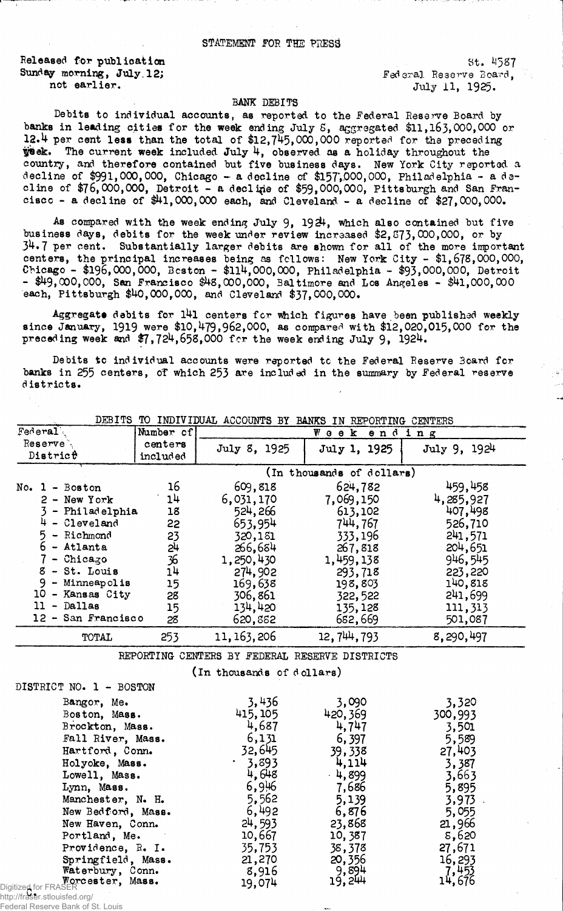STATEMENT FOR THE PRESS

Released for publication Sunday morning, July 12; not earlier.

St. 4587
Federal Reserve Board,
July 11, 1925.

## BANK DEBITS

Debits to individual accounts, as reported to the Federal Reserve Board by banks in leading cities for the week ending July 8, aggregated $11,163,000,000 or 12.4 per cent less than the total of $12,745,000,000 reported for the preceding week. The current week included July 4, observed as a holiday throughout the country, and therefore contained but five business days. New York City reported a decline of $991,000,000, Chicago - a decline of $157,000,000, Philadelphia - a decline of $76,000,000, Detroit - a decline of $59,000,000, Pittsburgh and San Francisco - a decline of $41,000,000 each, and Cleveland - a decline of $27,000,000.

As compared with the week ending July 9, 1924, which also contained but five business days, debits for the week under review increased $2,873,000,000, or by 34.7 per cent. Substantially larger debits are shown for all of the more important centers, the principal increases being as follows: New York City - $1,678,000,000, Chicago - $196,000,000, Boston - $114,000,000, Philadelphia - $93,000,000, Detroit - $49,000,000, San Francisco $48,000,000, Baltimore and Los Angeles - $41,000,000 each, Pittsburgh $40,000,000, and Cleveland $37,000,000.

Aggregate debits for 141 centers for which figures have been published weekly since January, 1919 were $10,479,962,000, as compared with $12,020,015,000 for the preceding week and $7,724,658,000 for the week ending July 9, 1924.

Debits to individual accounts were reported to the Federal Reserve Board for banks in 255 centers, of which 253 are included in the summary by Federal reserve districts.

DEBITS TO INDIVIDUAL ACCOUNTS BY BANKS IN REPORTING CENTERS

| Federal Reserve District | Number of centers included | Week ending July 8, 1925 | July 1, 1925 | July 9, 1924 |
|---|---|---|---|---|
| | | (In thousands of dollars) | | |
| No. 1 - Boston | 16 | 609,818 | 624,782 | 459,458 |
| 2 - New York | 14 | 6,031,170 | 7,069,150 | 4,285,927 |
| 3 - Philadelphia | 18 | 524,266 | 613,102 | 407,498 |
| 4 - Cleveland | 22 | 653,954 | 744,767 | 526,710 |
| 5 - Richmond | 23 | 320,181 | 333,196 | 241,571 |
| 6 - Atlanta | 24 | 266,684 | 267,818 | 204,651 |
| 7 - Chicago | 36 | 1,250,430 | 1,459,138 | 946,545 |
| 8 - St. Louis | 14 | 274,902 | 293,718 | 223,220 |
| 9 - Minneapolis | 15 | 169,638 | 198,803 | 140,818 |
| 10 - Kansas City | 28 | 306,861 | 322,522 | 241,699 |
| 11 - Dallas | 15 | 134,420 | 135,128 | 111,313 |
| 12 - San Francisco | 28 | 620,882 | 682,669 | 501,087 |
| TOTAL | 253 | 11,163,206 | 12,744,793 | 8,290,497 |

REPORTING CENTERS BY FEDERAL RESERVE DISTRICTS

(In thousands of dollars)

| DISTRICT NO. 1 - BOSTON | July 8, 1925 | July 1, 1925 | July 9, 1924 |
|---|---|---|---|
| Bangor, Me. | 3,436 | 3,090 | 3,320 |
| Boston, Mass. | 415,105 | 420,369 | 300,993 |
| Brockton, Mass. | 4,687 | 4,747 | 3,501 |
| Fall River, Mass. | 6,131 | 6,397 | 5,589 |
| Hartford, Conn. | 32,645 | 39,338 | 27,403 |
| Holyoke, Mass. | 3,893 | 4,114 | 3,387 |
| Lowell, Mass. | 4,648 | 4,899 | 3,663 |
| Lynn, Mass. | 6,946 | 7,686 | 5,895 |
| Manchester, N. H. | 5,562 | 5,139 | 3,973 |
| New Bedford, Mass. | 6,492 | 6,876 | 5,055 |
| New Haven, Conn. | 24,593 | 23,868 | 21,966 |
| Portland, Me. | 10,667 | 10,387 | 8,620 |
| Providence, R. I. | 35,753 | 38,378 | 27,671 |
| Springfield, Mass. | 21,270 | 20,356 | 16,293 |
| Waterbury, Conn. | 8,916 | 9,894 | 7,453 |
| Worcester, Mass. | 19,074 | 19,244 | 14,676 |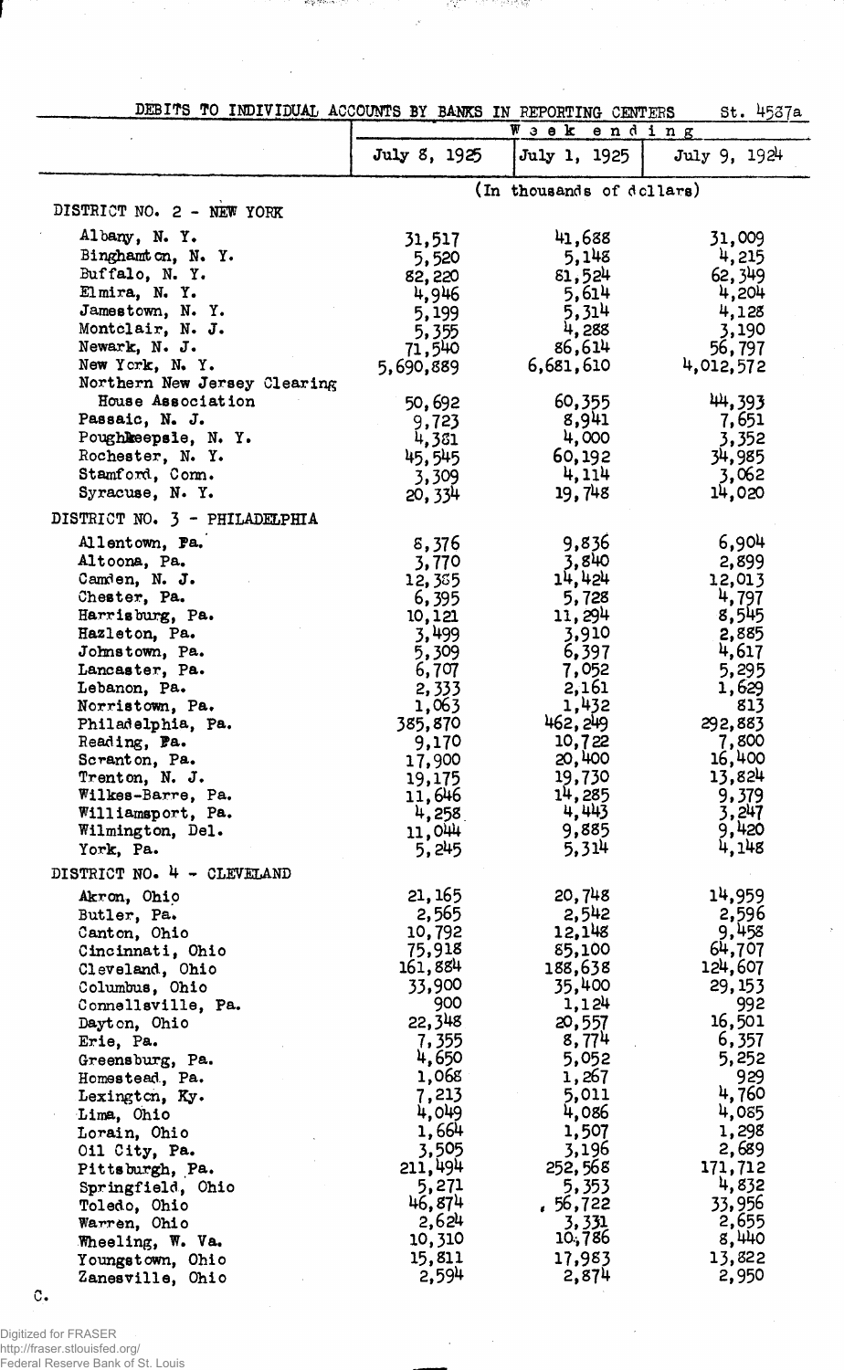DEBITS TO INDIVIDUAL ACCOUNTS BY BANKS IN REPORTING CENTERS St. 4537a

| | Week ending | | |
|---|---|---|---|
| | July 8, 1925 | July 1, 1925 | July 9, 1924 |
| | (In thousands of dollars) | | |
| **DISTRICT NO. 2 - NEW YORK** | | | |
| Albany, N. Y. | 31,517 | 41,688 | 31,009 |
| Binghamton, N. Y. | 5,520 | 5,148 | 4,215 |
| Buffalo, N. Y. | 82,220 | 81,524 | 62,349 |
| Elmira, N. Y. | 4,946 | 5,614 | 4,204 |
| Jamestown, N. Y. | 5,199 | 5,314 | 4,128 |
| Montclair, N. J. | 5,355 | 4,288 | 3,190 |
| Newark, N. J. | 71,540 | 86,614 | 56,797 |
| New York, N. Y. | 5,690,889 | 6,681,610 | 4,012,572 |
| Northern New Jersey Clearing House Association | 50,692 | 60,355 | 44,393 |
| Passaic, N. J. | 9,723 | 8,941 | 7,651 |
| Poughkeepsie, N. Y. | 4,381 | 4,000 | 3,352 |
| Rochester, N. Y. | 45,545 | 60,192 | 34,985 |
| Stamford, Conn. | 3,309 | 4,114 | 3,062 |
| Syracuse, N. Y. | 20,334 | 19,748 | 14,020 |
| **DISTRICT NO. 3 - PHILADELPHIA** | | | |
| Allentown, Pa. | 8,376 | 9,836 | 6,904 |
| Altoona, Pa. | 3,770 | 3,840 | 2,899 |
| Camden, N. J. | 12,385 | 14,424 | 12,013 |
| Chester, Pa. | 6,395 | 5,728 | 4,797 |
| Harrisburg, Pa. | 10,121 | 11,294 | 8,545 |
| Hazleton, Pa. | 3,499 | 3,910 | 2,885 |
| Johnstown, Pa. | 5,309 | 6,397 | 4,617 |
| Lancaster, Pa. | 6,707 | 7,052 | 5,295 |
| Lebanon, Pa. | 2,333 | 2,161 | 1,629 |
| Norristown, Pa. | 1,063 | 1,432 | 813 |
| Philadelphia, Pa. | 385,870 | 462,249 | 292,883 |
| Reading, Pa. | 9,170 | 10,722 | 7,800 |
| Scranton, Pa. | 17,900 | 20,400 | 16,400 |
| Trenton, N. J. | 19,175 | 19,730 | 13,824 |
| Wilkes-Barre, Pa. | 11,646 | 14,285 | 9,379 |
| Williamsport, Pa. | 4,258 | 4,443 | 3,247 |
| Wilmington, Del. | 11,044 | 9,885 | 9,420 |
| York, Pa. | 5,245 | 5,314 | 4,148 |
| **DISTRICT NO. 4 - CLEVELAND** | | | |
| Akron, Ohio | 21,165 | 20,748 | 14,959 |
| Butler, Pa. | 2,565 | 2,542 | 2,596 |
| Canton, Ohio | 10,792 | 12,148 | 9,458 |
| Cincinnati, Ohio | 75,918 | 85,100 | 64,707 |
| Cleveland, Ohio | 161,884 | 188,638 | 124,607 |
| Columbus, Ohio | 33,900 | 35,400 | 29,153 |
| Connellsville, Pa. | 900 | 1,124 | 992 |
| Dayton, Ohio | 22,348 | 20,557 | 16,501 |
| Erie, Pa. | 7,355 | 8,774 | 6,357 |
| Greensburg, Pa. | 4,650 | 5,052 | 5,252 |
| Homestead, Pa. | 1,068 | 1,267 | 929 |
| Lexington, Ky. | 7,213 | 5,011 | 4,760 |
| Lima, Ohio | 4,049 | 4,086 | 4,085 |
| Lorain, Ohio | 1,664 | 1,507 | 1,298 |
| Oil City, Pa. | 3,505 | 3,196 | 2,689 |
| Pittsburgh, Pa. | 211,494 | 252,568 | 171,712 |
| Springfield, Ohio | 5,271 | 5,353 | 4,832 |
| Toledo, Ohio | 46,874 | 56,722 | 33,956 |
| Warren, Ohio | 2,624 | 3,331 | 2,655 |
| Wheeling, W. Va. | 10,310 | 10,786 | 8,440 |
| Youngstown, Ohio | 15,811 | 17,983 | 13,822 |
| Zanesville, Ohio | 2,594 | 2,874 | 2,950 |

C.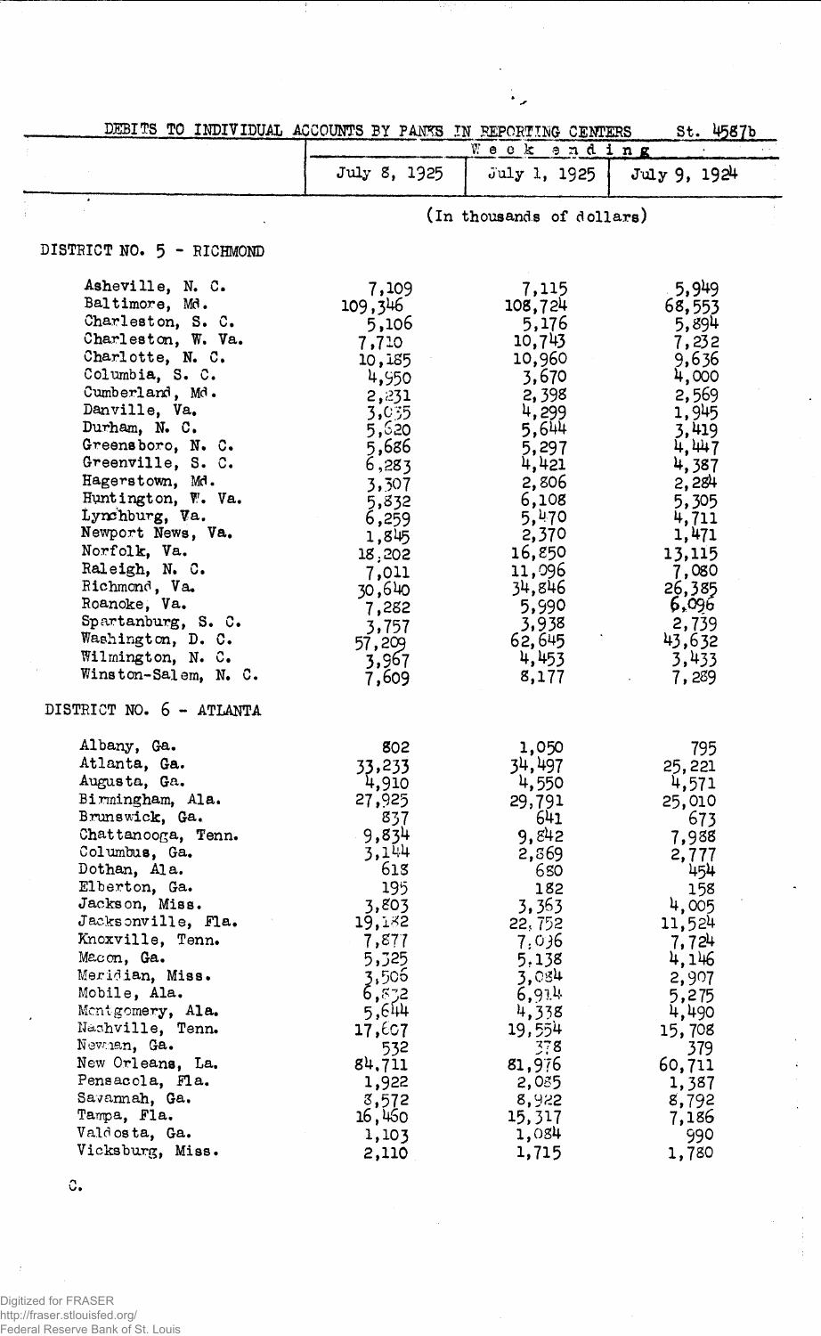DEBITS TO INDIVIDUAL ACCOUNTS BY BANKS IN REPORTING CENTERS St. 4587b

| | Week ending | | |
|---|---|---|---|
| | July 8, 1925 | July 1, 1925 | July 9, 1924 |
| | (In thousands of dollars) | | |
| **DISTRICT NO. 5 - RICHMOND** | | | |
| Asheville, N. C. | 7,109 | 7,115 | 5,949 |
| Baltimore, Md. | 109,346 | 108,724 | 68,553 |
| Charleston, S. C. | 5,106 | 5,176 | 5,894 |
| Charleston, W. Va. | 7,710 | 10,743 | 7,232 |
| Charlotte, N. C. | 10,185 | 10,960 | 9,636 |
| Columbia, S. C. | 4,950 | 3,670 | 4,000 |
| Cumberland, Md. | 2,231 | 2,398 | 2,569 |
| Danville, Va. | 3,035 | 4,299 | 1,945 |
| Durham, N. C. | 5,620 | 5,644 | 3,419 |
| Greensboro, N. C. | 5,686 | 5,297 | 4,447 |
| Greenville, S. C. | 6,283 | 4,421 | 4,387 |
| Hagerstown, Md. | 3,307 | 2,806 | 2,284 |
| Huntington, W. Va. | 5,832 | 6,108 | 5,305 |
| Lynchburg, Va. | 6,259 | 5,470 | 4,711 |
| Newport News, Va. | 1,845 | 2,370 | 1,471 |
| Norfolk, Va. | 18,202 | 16,850 | 13,115 |
| Raleigh, N. C. | 7,011 | 11,096 | 7,080 |
| Richmond, Va. | 30,640 | 34,846 | 26,385 |
| Roanoke, Va. | 7,282 | 5,990 | 6,096 |
| Spartanburg, S. C. | 3,757 | 3,938 | 2,739 |
| Washington, D. C. | 57,209 | 62,645 | 43,632 |
| Wilmington, N. C. | 3,967 | 4,453 | 3,433 |
| Winston-Salem, N. C. | 7,609 | 8,177 | 7,289 |
| **DISTRICT NO. 6 - ATLANTA** | | | |
| Albany, Ga. | 802 | 1,050 | 795 |
| Atlanta, Ga. | 33,233 | 34,497 | 25,221 |
| Augusta, Ga. | 4,910 | 4,550 | 4,571 |
| Birmingham, Ala. | 27,925 | 29,791 | 25,010 |
| Brunswick, Ga. | 837 | 641 | 673 |
| Chattanooga, Tenn. | 9,834 | 9,842 | 7,988 |
| Columbus, Ga. | 3,144 | 2,869 | 2,777 |
| Dothan, Ala. | 618 | 680 | 454 |
| Elberton, Ga. | 195 | 182 | 158 |
| Jackson, Miss. | 3,803 | 3,363 | 4,005 |
| Jacksonville, Fla. | 19,182 | 22,752 | 11,524 |
| Knoxville, Tenn. | 7,877 | 7,036 | 7,724 |
| Macon, Ga. | 5,325 | 5,138 | 4,146 |
| Meridian, Miss. | 3,506 | 3,084 | 2,907 |
| Mobile, Ala. | 6,872 | 6,914 | 5,275 |
| Montgomery, Ala. | 5,644 | 4,338 | 4,490 |
| Nashville, Tenn. | 17,607 | 19,554 | 15,708 |
| Newnan, Ga. | 532 | 378 | 379 |
| New Orleans, La. | 84,711 | 81,976 | 60,711 |
| Pensacola, Fla. | 1,922 | 2,085 | 1,387 |
| Savannah, Ga. | 8,572 | 8,922 | 8,792 |
| Tampa, Fla. | 16,460 | 15,317 | 7,186 |
| Valdosta, Ga. | 1,103 | 1,084 | 990 |
| Vicksburg, Miss. | 2,110 | 1,715 | 1,780 |

C.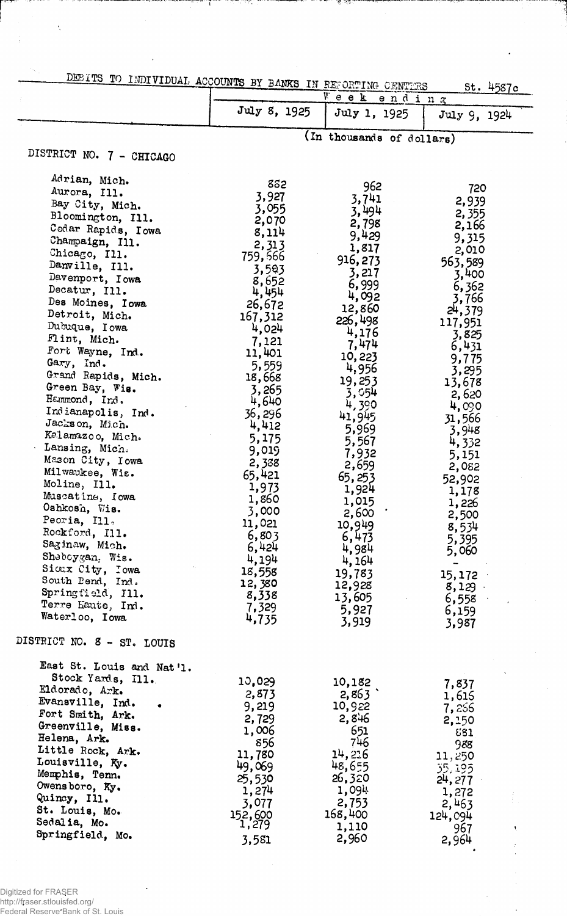DEBITS TO INDIVIDUAL ACCOUNTS BY BANKS IN REPORTING CENTERS St. 4587c

| | Week ending | | |
|---|---|---|---|
| | July 8, 1925 | July 1, 1925 | July 9, 1924 |
| | (In thousands of dollars) | | |
| **DISTRICT NO. 7 - CHICAGO** | | | |
| Adrian, Mich. | 882 | 962 | 720 |
| Aurora, Ill. | 3,927 | 3,741 | 2,939 |
| Bay City, Mich. | 3,055 | 3,494 | 2,355 |
| Bloomington, Ill. | 2,070 | 2,798 | 2,166 |
| Cedar Rapids, Iowa | 8,114 | 9,429 | 9,315 |
| Champaign, Ill. | 2,313 | 1,817 | 2,010 |
| Chicago, Ill. | 759,666 | 916,273 | 563,589 |
| Danville, Ill. | 3,593 | 3,217 | 3,400 |
| Davenport, Iowa | 8,652 | 6,999 | 6,362 |
| Decatur, Ill. | 4,454 | 4,092 | 3,766 |
| Des Moines, Iowa | 26,672 | 12,860 | 24,379 |
| Detroit, Mich. | 167,312 | 226,498 | 117,951 |
| Dubuque, Iowa | 4,024 | 4,176 | 3,825 |
| Flint, Mich. | 7,121 | 7,474 | 6,431 |
| Fort Wayne, Ind. | 11,401 | 10,223 | 9,775 |
| Gary, Ind. | 5,559 | 4,956 | 3,295 |
| Grand Rapids, Mich. | 18,668 | 19,253 | 13,678 |
| Green Bay, Wis. | 3,265 | 3,054 | 2,620 |
| Hammond, Ind. | 4,640 | 4,390 | 4,090 |
| Indianapolis, Ind. | 36,296 | 41,945 | 31,566 |
| Jackson, Mich. | 4,412 | 5,969 | 3,948 |
| Kalamazoo, Mich. | 5,175 | 5,567 | 4,332 |
| Lansing, Mich. | 9,019 | 7,932 | 5,151 |
| Mason City, Iowa | 2,388 | 2,659 | 2,082 |
| Milwaukee, Wis. | 65,421 | 65,253 | 52,902 |
| Moline, Ill. | 1,973 | 1,924 | 1,178 |
| Muscatine, Iowa | 1,860 | 1,015 | 1,226 |
| Oshkosh, Wis. | 3,000 | 2,600 | 2,500 |
| Peoria, Ill. | 11,021 | 10,949 | 8,534 |
| Rockford, Ill. | 6,803 | 6,473 | 5,395 |
| Saginaw, Mich. | 6,424 | 4,984 | 5,060 |
| Sheboygan, Wis. | 4,194 | 4,164 | - |
| Sioux City, Iowa | 18,558 | 19,783 | 15,172 |
| South Bend, Ind. | 12,380 | 12,928 | 8,129 |
| Springfield, Ill. | 8,338 | 13,605 | 6,558 |
| Terre Haute, Ind. | 7,329 | 5,927 | 6,159 |
| Waterloo, Iowa | 4,735 | 3,919 | 3,987 |
| **DISTRICT NO. 8 - ST. LOUIS** | | | |
| East St. Louis and Nat'l. Stock Yards, Ill. | 10,029 | 10,182 | 7,837 |
| Eldorado, Ark. | 2,873 | 2,863 | 1,616 |
| Evansville, Ind. | 9,219 | 10,922 | 7,266 |
| Fort Smith, Ark. | 2,729 | 2,846 | 2,150 |
| Greenville, Miss. | 1,006 | 651 | 881 |
| Helena, Ark. | 856 | 746 | 988 |
| Little Rock, Ark. | 11,780 | 14,216 | 11,250 |
| Louisville, Ky. | 49,069 | 48,655 | 35,195 |
| Memphis, Tenn. | 25,530 | 26,320 | 24,277 |
| Owensboro, Ky. | 1,274 | 1,094 | 1,272 |
| Quincy, Ill. | 3,077 | 2,753 | 2,463 |
| St. Louis, Mo. | 152,600 | 168,400 | 124,094 |
| Sedalia, Mo. | 1,279 | 1,110 | 967 |
| Springfield, Mo. | 3,581 | 2,960 | 2,964 |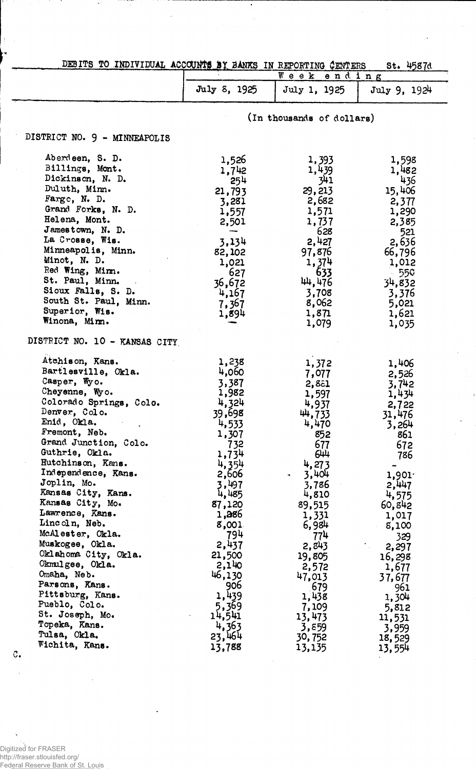DEBITS TO INDIVIDUAL ACCOUNTS BY BANKS IN REPORTING CENTERS St. 4587d

| | Week ending | | |
|---|---|---|---|
| | July 8, 1925 | July 1, 1925 | July 9, 1924 |
| | (In thousands of dollars) | | |
| **DISTRICT NO. 9 - MINNEAPOLIS** | | | |
| Aberdeen, S. D. | 1,526 | 1,393 | 1,598 |
| Billings, Mont. | 1,742 | 1,439 | 1,482 |
| Dickinson, N. D. | 254 | 341 | 436 |
| Duluth, Minn. | 21,793 | 29,213 | 15,406 |
| Fargo, N. D. | 3,281 | 2,682 | 2,377 |
| Grand Forks, N. D. | 1,557 | 1,571 | 1,290 |
| Helena, Mont. | 2,501 | 1,737 | 2,385 |
| Jamestown, N. D. | — | 628 | 521 |
| La Crosse, Wis. | 3,134 | 2,427 | 2,636 |
| Minneapolis, Minn. | 82,102 | 97,876 | 66,796 |
| Minot, N. D. | 1,021 | 1,374 | 1,012 |
| Red Wing, Minn. | 627 | 633 | 550 |
| St. Paul, Minn. | 36,672 | 44,476 | 34,832 |
| Sioux Falls, S. D. | 4,167 | 3,708 | 3,376 |
| South St. Paul, Minn. | 7,367 | 8,062 | 5,021 |
| Superior, Wis. | 1,894 | 1,871 | 1,621 |
| Winona, Minn. | — | 1,079 | 1,035 |
| **DISTRICT NO. 10 - KANSAS CITY** | | | |
| Atchison, Kans. | 1,238 | 1,372 | 1,406 |
| Bartlesville, Okla. | 4,060 | 7,077 | 2,526 |
| Casper, Wyo. | 3,387 | 2,881 | 3,742 |
| Cheyenne, Wyo. | 1,982 | 1,597 | 1,434 |
| Colorado Springs, Colo. | 4,324 | 4,937 | 2,722 |
| Denver, Colo. | 39,698 | 44,733 | 31,476 |
| Enid, Okla. | 4,533 | 4,470 | 3,264 |
| Fremont, Neb. | 1,307 | 852 | 861 |
| Grand Junction, Colo. | 732 | 677 | 672 |
| Guthrie, Okla. | 1,734 | 644 | 786 |
| Hutchinson, Kans. | 4,354 | 4,273 | — |
| Independence, Kans. | 2,606 | 3,404 | 1,901 |
| Joplin, Mo. | 3,497 | 3,786 | 2,447 |
| Kansas City, Kans. | 4,485 | 4,810 | 4,575 |
| Kansas City, Mo. | 87,120 | 89,515 | 60,842 |
| Lawrence, Kans. | 1,286 | 1,331 | 1,017 |
| Lincoln, Neb. | 8,001 | 6,984 | 8,100 |
| McAlester, Okla. | 794 | 774 | 329 |
| Muskogee, Okla. | 2,437 | 2,843 | 2,297 |
| Oklahoma City, Okla. | 21,500 | 19,805 | 16,298 |
| Okmulgee, Okla. | 2,140 | 2,572 | 1,677 |
| Omaha, Neb. | 46,130 | 47,013 | 37,677 |
| Parsons, Kans. | 906 | 679 | 961 |
| Pittsburg, Kans. | 1,439 | 1,438 | 1,304 |
| Pueblo, Colo. | 5,369 | 7,109 | 5,812 |
| St. Joseph, Mo. | 14,541 | 13,473 | 11,531 |
| Topeka, Kans. | 4,363 | 3,859 | 3,959 |
| Tulsa, Okla. | 23,464 | 30,752 | 18,529 |
| Wichita, Kans. | 13,788 | 13,135 | 13,554 |

C.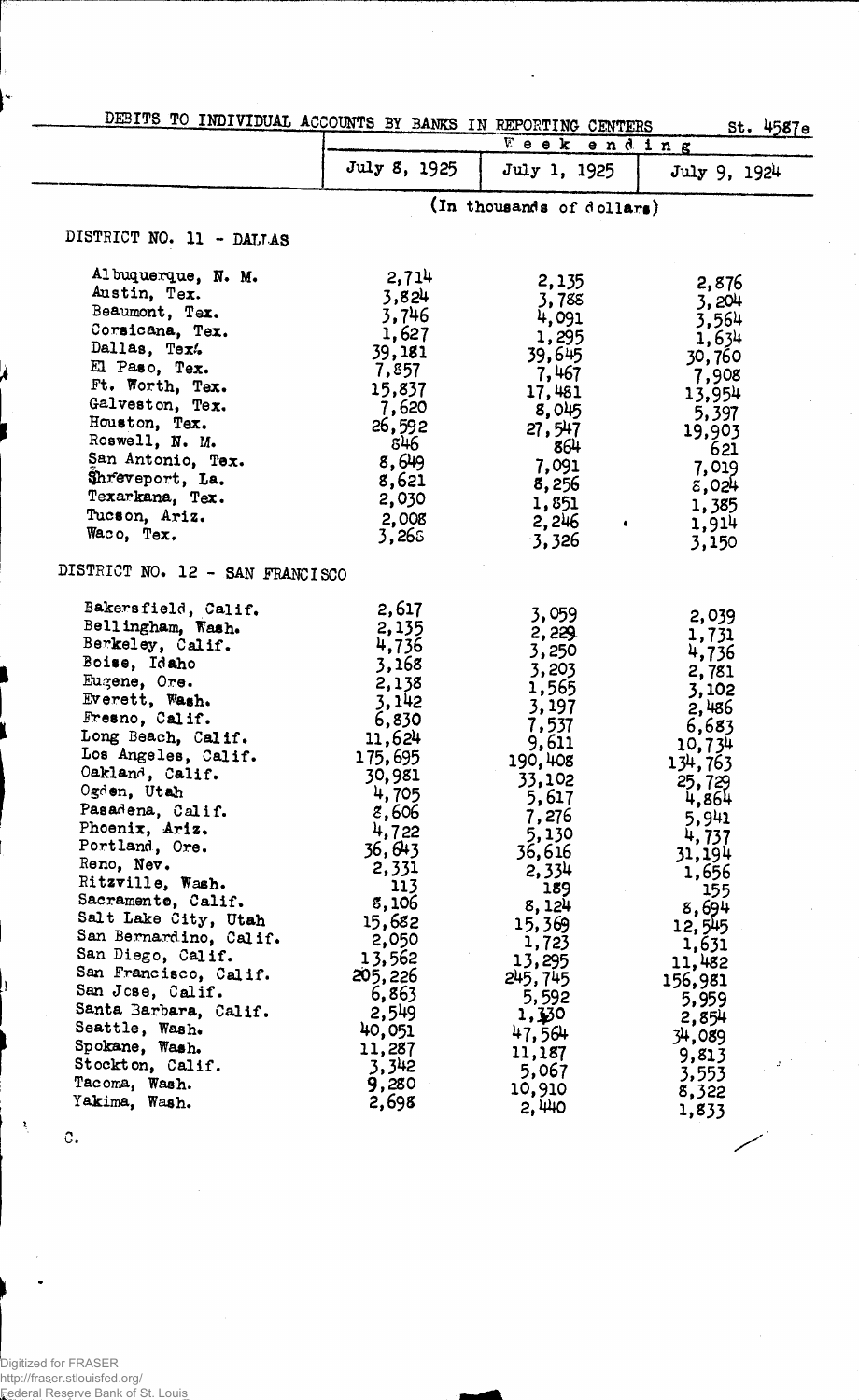DEBITS TO INDIVIDUAL ACCOUNTS BY BANKS IN REPORTING CENTERS

St. 4587e

| | Week ending | | |
|---|---|---|---|
| | July 8, 1925 | July 1, 1925 | July 9, 1924 |
| | (In thousands of dollars) | | |
| **DISTRICT NO. 11 - DALLAS** | | | |
| Albuquerque, N. M. | 2,714 | 2,135 | 2,876 |
| Austin, Tex. | 3,824 | 3,788 | 3,204 |
| Beaumont, Tex. | 3,746 | 4,091 | 3,564 |
| Corsicana, Tex. | 1,627 | 1,295 | 1,634 |
| Dallas, Tex. | 39,181 | 39,645 | 30,760 |
| El Paso, Tex. | 7,857 | 7,467 | 7,908 |
| Ft. Worth, Tex. | 15,837 | 17,481 | 13,954 |
| Galveston, Tex. | 7,620 | 8,045 | 5,397 |
| Houston, Tex. | 26,592 | 27,547 | 19,903 |
| Roswell, N. M. | 846 | 864 | 621 |
| San Antonio, Tex. | 8,649 | 7,091 | 7,019 |
| Shreveport, La. | 8,621 | 8,256 | 8,024 |
| Texarkana, Tex. | 2,030 | 1,851 | 1,385 |
| Tucson, Ariz. | 2,008 | 2,246 | 1,914 |
| Waco, Tex. | 3,268 | 3,326 | 3,150 |
| **DISTRICT NO. 12 - SAN FRANCISCO** | | | |
| Bakersfield, Calif. | 2,617 | 3,059 | 2,039 |
| Bellingham, Wash. | 2,135 | 2,229 | 1,731 |
| Berkeley, Calif. | 4,736 | 3,250 | 4,736 |
| Boise, Idaho | 3,168 | 3,203 | 2,781 |
| Eugene, Ore. | 2,138 | 1,565 | 3,102 |
| Everett, Wash. | 3,142 | 3,197 | 2,486 |
| Fresno, Calif. | 6,830 | 7,537 | 6,683 |
| Long Beach, Calif. | 11,624 | 9,611 | 10,734 |
| Los Angeles, Calif. | 175,695 | 190,408 | 134,763 |
| Oakland, Calif. | 30,981 | 33,102 | 25,729 |
| Ogden, Utah | 4,705 | 5,617 | 4,864 |
| Pasadena, Calif. | 8,606 | 7,276 | 5,941 |
| Phoenix, Ariz. | 4,722 | 5,130 | 4,737 |
| Portland, Ore. | 36,643 | 36,616 | 31,194 |
| Reno, Nev. | 2,331 | 2,334 | 1,656 |
| Ritzville, Wash. | 113 | 189 | 155 |
| Sacramento, Calif. | 8,106 | 8,124 | 8,694 |
| Salt Lake City, Utah | 15,682 | 15,369 | 12,545 |
| San Bernardino, Calif. | 2,050 | 1,723 | 1,631 |
| San Diego, Calif. | 13,562 | 13,295 | 11,482 |
| San Francisco, Calif. | 205,226 | 245,745 | 156,981 |
| San Jose, Calif. | 6,863 | 5,592 | 5,959 |
| Santa Barbara, Calif. | 2,549 | 1,330 | 2,854 |
| Seattle, Wash. | 40,051 | 47,564 | 34,089 |
| Spokane, Wash. | 11,287 | 11,187 | 9,813 |
| Stockton, Calif. | 3,342 | 5,067 | 3,553 |
| Tacoma, Wash. | 9,280 | 10,910 | 8,322 |
| Yakima, Wash. | 2,698 | 2,440 | 1,833 |

C.